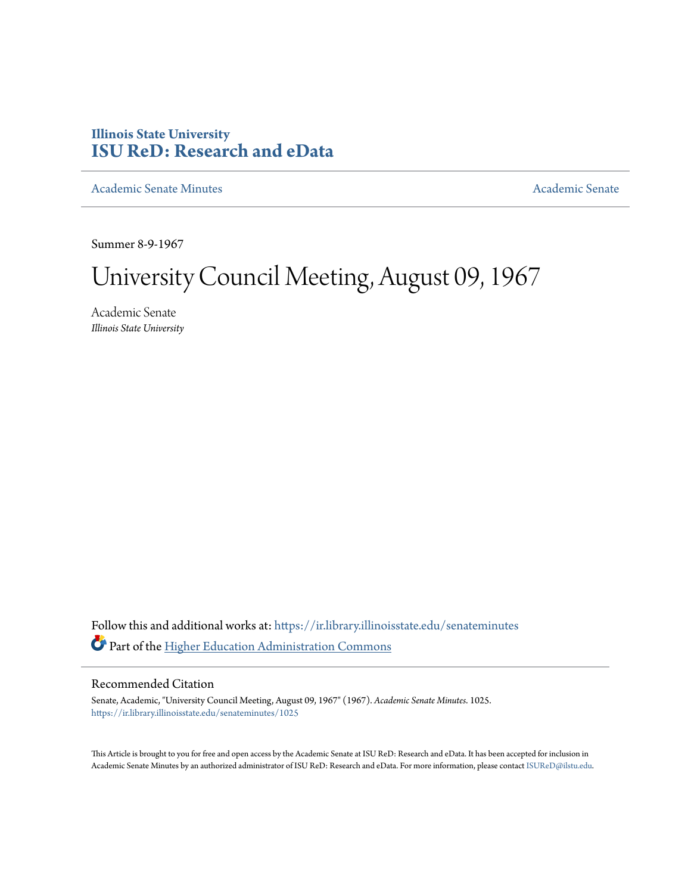# Illinois State University
# ISU ReD: Research and eData

Academic Senate Minutes

Academic Senate

Summer 8-9-1967

# University Council Meeting, August 09, 1967

Academic Senate
*Illinois State University*

Follow this and additional works at: https://ir.library.illinoisstate.edu/senateminutes

Part of the Higher Education Administration Commons

## Recommended Citation

Senate, Academic, "University Council Meeting, August 09, 1967" (1967). *Academic Senate Minutes*. 1025.
https://ir.library.illinoisstate.edu/senateminutes/1025

This Article is brought to you for free and open access by the Academic Senate at ISU ReD: Research and eData. It has been accepted for inclusion in Academic Senate Minutes by an authorized administrator of ISU ReD: Research and eData. For more information, please contact ISUReD@ilstu.edu.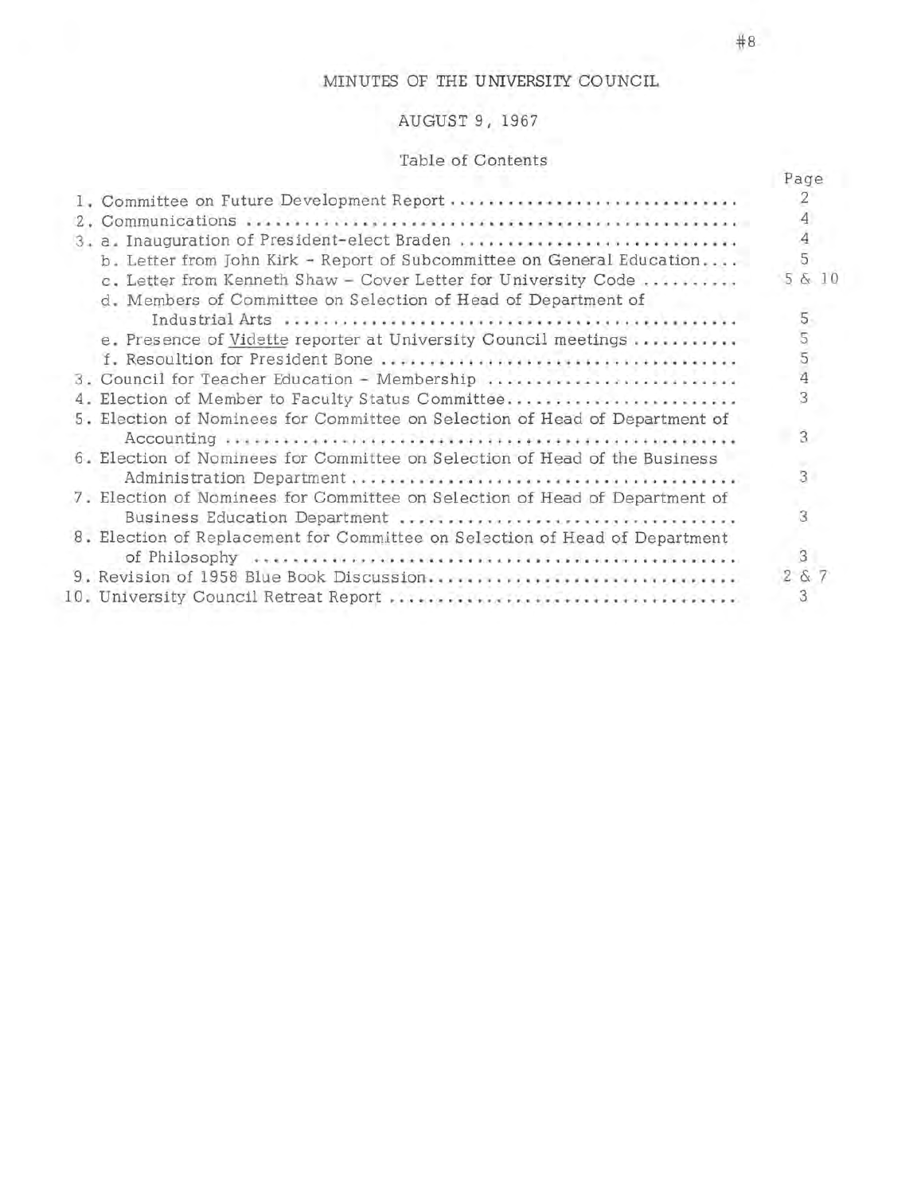# MINUTES OF THE UNIVERSITY COUNCIL

## AUGUST 9, 1967

### Table of Contents

| | Page |
|---|---|
| 1. Committee on Future Development Report | 2 |
| 2. Communications | 4 |
| 3. a. Inauguration of President-elect Braden | 4 |
| b. Letter from John Kirk - Report of Subcommittee on General Education | 5 |
| c. Letter from Kenneth Shaw - Cover Letter for University Code | 5 & 10 |
| d. Members of Committee on Selection of Head of Department of Industrial Arts | 5 |
| e. Presence of *Vidette* reporter at University Council meetings | 5 |
| f. Resoultion for President Bone | 5 |
| 3. Council for Teacher Education - Membership | 4 |
| 4. Election of Member to Faculty Status Committee | 3 |
| 5. Election of Nominees for Committee on Selection of Head of Department of Accounting | 3 |
| 6. Election of Nominees for Committee on Selection of Head of the Business Administration Department | 3 |
| 7. Election of Nominees for Committee on Selection of Head of Department of Business Education Department | 3 |
| 8. Election of Replacement for Committee on Selection of Head of Department of Philosophy | 3 |
| 9. Revision of 1958 Blue Book Discussion | 2 & 7 |
| 10. University Council Retreat Report | 3 |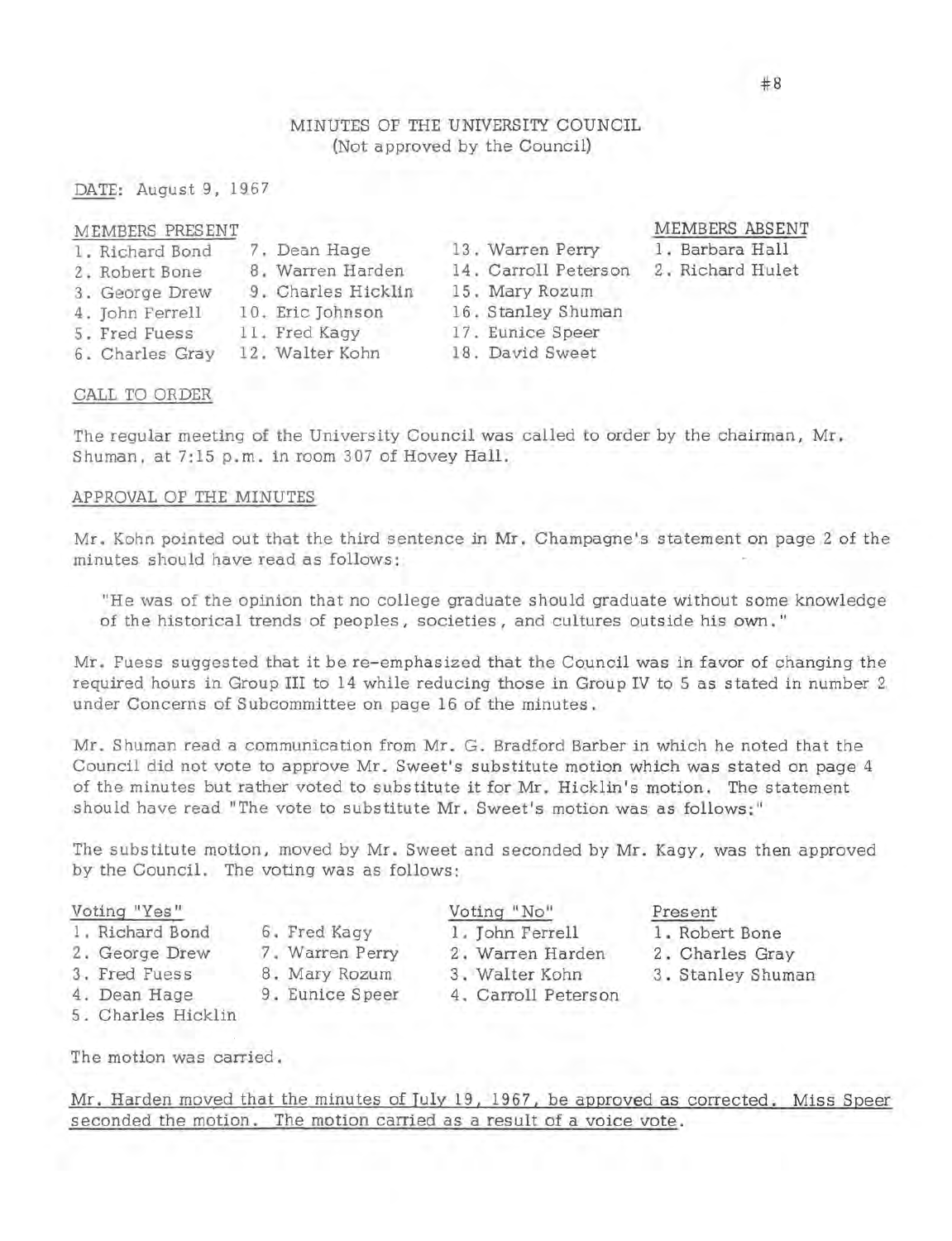# MINUTES OF THE UNIVERSITY COUNCIL
(Not approved by the Council)

DATE: August 9, 1967

| MEMBERS PRESENT | | | MEMBERS ABSENT |
|---|---|---|---|
| 1. Richard Bond | 7. Dean Hage | 13. Warren Perry | 1. Barbara Hall |
| 2. Robert Bone | 8. Warren Harden | 14. Carroll Peterson | 2. Richard Hulet |
| 3. George Drew | 9. Charles Hicklin | 15. Mary Rozum | |
| 4. John Ferrell | 10. Eric Johnson | 16. Stanley Shuman | |
| 5. Fred Fuess | 11. Fred Kagy | 17. Eunice Speer | |
| 6. Charles Gray | 12. Walter Kohn | 18. David Sweet | |

## CALL TO ORDER

The regular meeting of the University Council was called to order by the chairman, Mr. Shuman, at 7:15 p.m. in room 307 of Hovey Hall.

## APPROVAL OF THE MINUTES

Mr. Kohn pointed out that the third sentence in Mr. Champagne's statement on page 2 of the minutes should have read as follows:

> "He was of the opinion that no college graduate should graduate without some knowledge of the historical trends of peoples, societies, and cultures outside his own."

Mr. Fuess suggested that it be re-emphasized that the Council was in favor of changing the required hours in Group III to 14 while reducing those in Group IV to 5 as stated in number 2 under Concerns of Subcommittee on page 16 of the minutes.

Mr. Shuman read a communication from Mr. G. Bradford Barber in which he noted that the Council did not vote to approve Mr. Sweet's substitute motion which was stated on page 4 of the minutes but rather voted to substitute it for Mr. Hicklin's motion. The statement should have read "The vote to substitute Mr. Sweet's motion was as follows:"

The substitute motion, moved by Mr. Sweet and seconded by Mr. Kagy, was then approved by the Council. The voting was as follows:

| Voting "Yes" | | Voting "No" | Present |
|---|---|---|---|
| 1. Richard Bond | 6. Fred Kagy | 1. John Ferrell | 1. Robert Bone |
| 2. George Drew | 7. Warren Perry | 2. Warren Harden | 2. Charles Gray |
| 3. Fred Fuess | 8. Mary Rozum | 3. Walter Kohn | 3. Stanley Shuman |
| 4. Dean Hage | 9. Eunice Speer | 4. Carroll Peterson | |
| 5. Charles Hicklin | | | |

The motion was carried.

Mr. Harden moved that the minutes of July 19, 1967, be approved as corrected. Miss Speer seconded the motion. The motion carried as a result of a voice vote.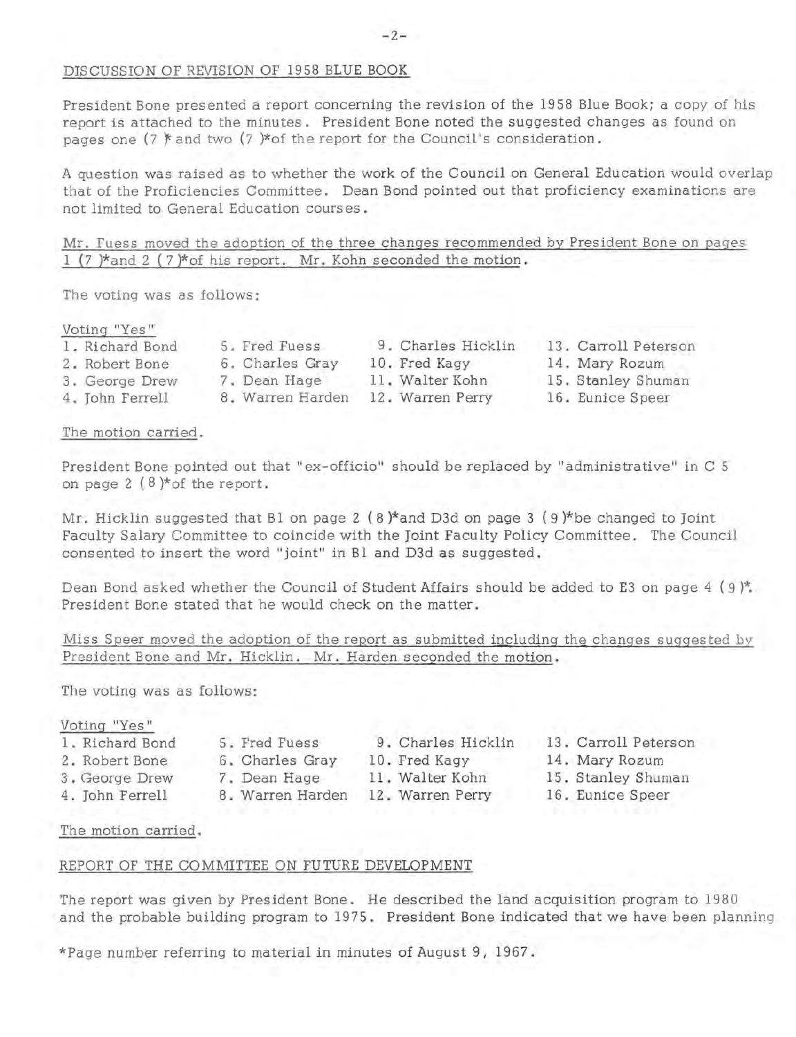DISCUSSION OF REVISION OF 1958 BLUE BOOK

President Bone presented a report concerning the revision of the 1958 Blue Book; a copy of his report is attached to the minutes. President Bone noted the suggested changes as found on pages one (7 )* and two (7 )*of the report for the Council's consideration.

A question was raised as to whether the work of the Council on General Education would overlap that of the Proficiencies Committee. Dean Bond pointed out that proficiency examinations are not limited to General Education courses.

Mr. Fuess moved the adoption of the three changes recommended by President Bone on pages 1 (7 )*and 2 (7 )*of his report. Mr. Kohn seconded the motion.

The voting was as follows:

Voting "Yes"

| | | | |
|---|---|---|---|
| 1. Richard Bond | 5. Fred Fuess | 9. Charles Hicklin | 13. Carroll Peterson |
| 2. Robert Bone | 6. Charles Gray | 10. Fred Kagy | 14. Mary Rozum |
| 3. George Drew | 7. Dean Hage | 11. Walter Kohn | 15. Stanley Shuman |
| 4. John Ferrell | 8. Warren Harden | 12. Warren Perry | 16. Eunice Speer |

The motion carried.

President Bone pointed out that "ex-officio" should be replaced by "administrative" in C 5 on page 2 (8 )*of the report.

Mr. Hicklin suggested that B1 on page 2 (8 )*and D3d on page 3 (9 )*be changed to Joint Faculty Salary Committee to coincide with the Joint Faculty Policy Committee. The Council consented to insert the word "joint" in B1 and D3d as suggested.

Dean Bond asked whether the Council of Student Affairs should be added to E3 on page 4 (9 )*. President Bone stated that he would check on the matter.

Miss Speer moved the adoption of the report as submitted including the changes suggested by President Bone and Mr. Hicklin. Mr. Harden seconded the motion.

The voting was as follows:

Voting "Yes"

| | | | |
|---|---|---|---|
| 1. Richard Bond | 5. Fred Fuess | 9. Charles Hicklin | 13. Carroll Peterson |
| 2. Robert Bone | 6. Charles Gray | 10. Fred Kagy | 14. Mary Rozum |
| 3. George Drew | 7. Dean Hage | 11. Walter Kohn | 15. Stanley Shuman |
| 4. John Ferrell | 8. Warren Harden | 12. Warren Perry | 16. Eunice Speer |

The motion carried.

REPORT OF THE COMMITTEE ON FUTURE DEVELOPMENT

The report was given by President Bone. He described the land acquisition program to 1980 and the probable building program to 1975. President Bone indicated that we have been planning

*Page number referring to material in minutes of August 9, 1967.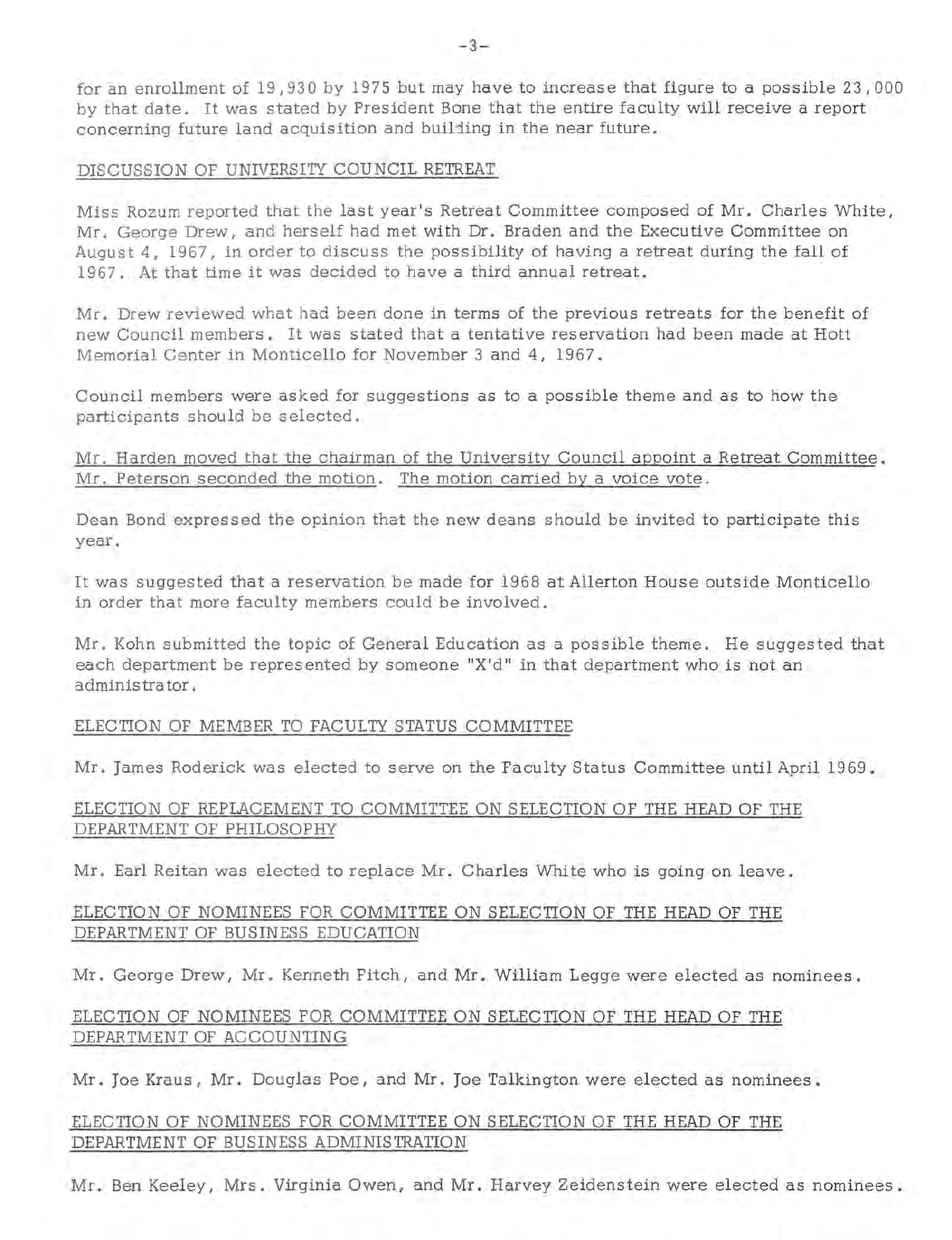for an enrollment of 19,930 by 1975 but may have to increase that figure to a possible 23,000 by that date. It was stated by President Bone that the entire faculty will receive a report concerning future land acquisition and building in the near future.

## DISCUSSION OF UNIVERSITY COUNCIL RETREAT

Miss Rozum reported that the last year's Retreat Committee composed of Mr. Charles White, Mr. George Drew, and herself had met with Dr. Braden and the Executive Committee on August 4, 1967, in order to discuss the possibility of having a retreat during the fall of 1967. At that time it was decided to have a third annual retreat.

Mr. Drew reviewed what had been done in terms of the previous retreats for the benefit of new Council members. It was stated that a tentative reservation had been made at Hott Memorial Center in Monticello for November 3 and 4, 1967.

Council members were asked for suggestions as to a possible theme and as to how the participants should be selected.

Mr. Harden moved that the chairman of the University Council appoint a Retreat Committee. Mr. Peterson seconded the motion. The motion carried by a voice vote.

Dean Bond expressed the opinion that the new deans should be invited to participate this year.

It was suggested that a reservation be made for 1968 at Allerton House outside Monticello in order that more faculty members could be involved.

Mr. Kohn submitted the topic of General Education as a possible theme. He suggested that each department be represented by someone "X'd" in that department who is not an administrator.

## ELECTION OF MEMBER TO FACULTY STATUS COMMITTEE

Mr. James Roderick was elected to serve on the Faculty Status Committee until April 1969.

## ELECTION OF REPLACEMENT TO COMMITTEE ON SELECTION OF THE HEAD OF THE DEPARTMENT OF PHILOSOPHY

Mr. Earl Reitan was elected to replace Mr. Charles White who is going on leave.

## ELECTION OF NOMINEES FOR COMMITTEE ON SELECTION OF THE HEAD OF THE DEPARTMENT OF BUSINESS EDUCATION

Mr. George Drew, Mr. Kenneth Fitch, and Mr. William Legge were elected as nominees.

## ELECTION OF NOMINEES FOR COMMITTEE ON SELECTION OF THE HEAD OF THE DEPARTMENT OF ACCOUNTING

Mr. Joe Kraus, Mr. Douglas Poe, and Mr. Joe Talkington were elected as nominees.

## ELECTION OF NOMINEES FOR COMMITTEE ON SELECTION OF THE HEAD OF THE DEPARTMENT OF BUSINESS ADMINISTRATION

Mr. Ben Keeley, Mrs. Virginia Owen, and Mr. Harvey Zeidenstein were elected as nominees.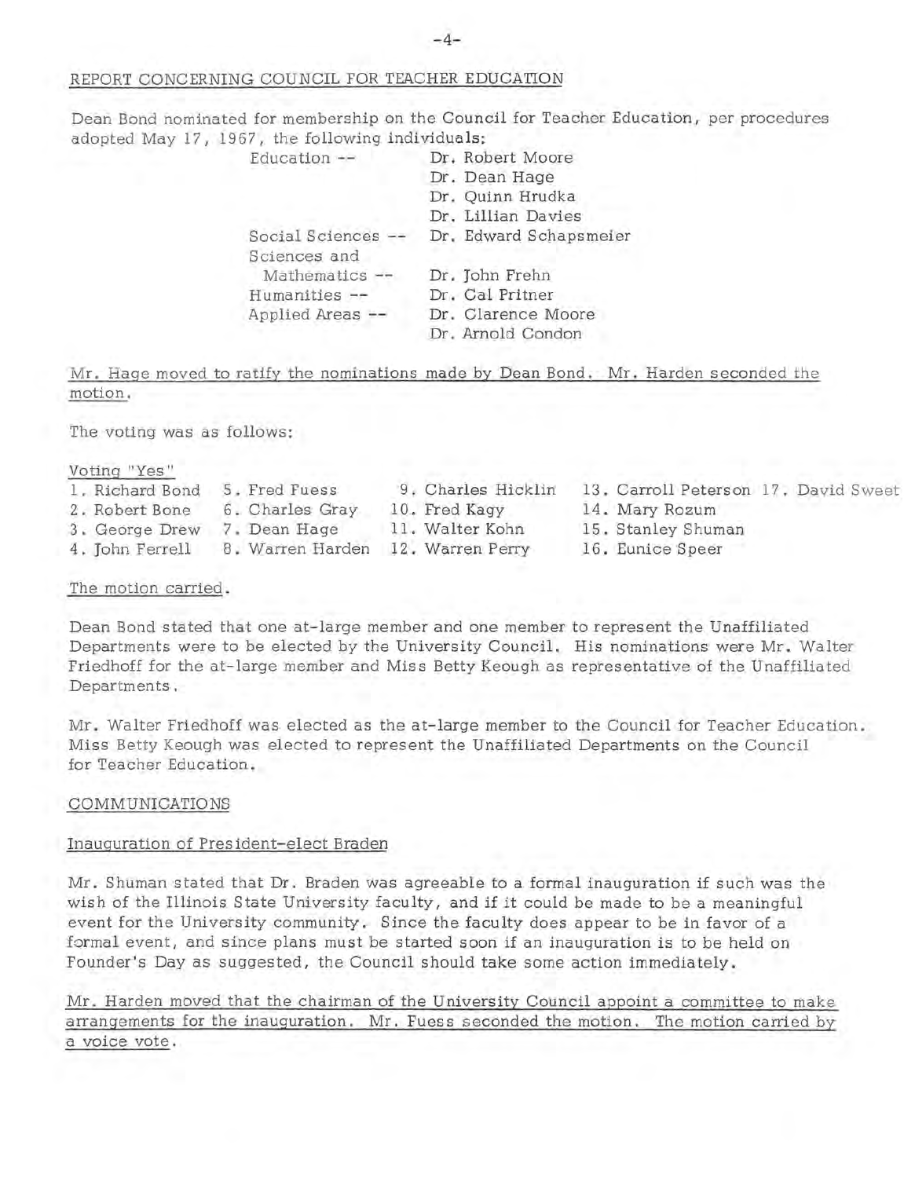REPORT CONCERNING COUNCIL FOR TEACHER EDUCATION

Dean Bond nominated for membership on the Council for Teacher Education, per procedures adopted May 17, 1967, the following individuals:

| | |
|---|---|
| Education -- | Dr. Robert Moore |
| | Dr. Dean Hage |
| | Dr. Quinn Hrudka |
| | Dr. Lillian Davies |
| Social Sciences -- | Dr. Edward Schapsmeier |
| Sciences and Mathematics -- | Dr. John Frehn |
| Humanities -- | Dr. Cal Pritner |
| Applied Areas -- | Dr. Clarence Moore |
| | Dr. Arnold Condon |

Mr. Hage moved to ratify the nominations made by Dean Bond. Mr. Harden seconded the motion.

The voting was as follows:

Voting "Yes"

1. Richard Bond
2. Robert Bone
3. George Drew
4. John Ferrell
5. Fred Fuess
6. Charles Gray
7. Dean Hage
8. Warren Harden
9. Charles Hicklin
10. Fred Kagy
11. Walter Kohn
12. Warren Perry
13. Carroll Peterson
14. Mary Rozum
15. Stanley Shuman
16. Eunice Speer
17. David Sweet

The motion carried.

Dean Bond stated that one at-large member and one member to represent the Unaffiliated Departments were to be elected by the University Council. His nominations were Mr. Walter Friedhoff for the at-large member and Miss Betty Keough as representative of the Unaffiliated Departments.

Mr. Walter Friedhoff was elected as the at-large member to the Council for Teacher Education. Miss Betty Keough was elected to represent the Unaffiliated Departments on the Council for Teacher Education.

COMMUNICATIONS

Inauguration of President-elect Braden

Mr. Shuman stated that Dr. Braden was agreeable to a formal inauguration if such was the wish of the Illinois State University faculty, and if it could be made to be a meaningful event for the University community. Since the faculty does appear to be in favor of a formal event, and since plans must be started soon if an inauguration is to be held on Founder's Day as suggested, the Council should take some action immediately.

Mr. Harden moved that the chairman of the University Council appoint a committee to make arrangements for the inauguration. Mr. Fuess seconded the motion. The motion carried by a voice vote.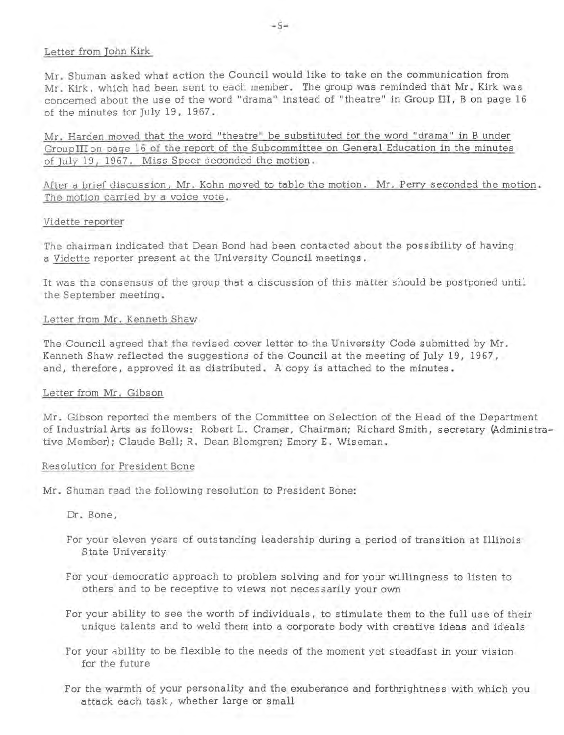Letter from John Kirk

Mr. Shuman asked what action the Council would like to take on the communication from Mr. Kirk, which had been sent to each member. The group was reminded that Mr. Kirk was concerned about the use of the word "drama" instead of "theatre" in Group III, B on page 16 of the minutes for July 19, 1967.

Mr. Harden moved that the word "theatre" be substituted for the word "drama" in B under Group III on page 16 of the report of the Subcommittee on General Education in the minutes of July 19, 1967. Miss Speer seconded the motion.

After a brief discussion, Mr. Kohn moved to table the motion. Mr. Perry seconded the motion. The motion carried by a voice vote.

Vidette reporter

The chairman indicated that Dean Bond had been contacted about the possibility of having a Vidette reporter present at the University Council meetings.

It was the consensus of the group that a discussion of this matter should be postponed until the September meeting.

Letter from Mr. Kenneth Shaw

The Council agreed that the revised cover letter to the University Code submitted by Mr. Kenneth Shaw reflected the suggestions of the Council at the meeting of July 19, 1967, and, therefore, approved it as distributed. A copy is attached to the minutes.

Letter from Mr. Gibson

Mr. Gibson reported the members of the Committee on Selection of the Head of the Department of Industrial Arts as follows: Robert L. Cramer, Chairman; Richard Smith, secretary (Administrative Member); Claude Bell; R. Dean Blomgren; Emory E. Wiseman.

Resolution for President Bone

Mr. Shuman read the following resolution to President Bone:

Dr. Bone,

For your eleven years of outstanding leadership during a period of transition at Illinois State University

For your democratic approach to problem solving and for your willingness to listen to others and to be receptive to views not necessarily your own

For your ability to see the worth of individuals, to stimulate them to the full use of their unique talents and to weld them into a corporate body with creative ideas and ideals

For your ability to be flexible to the needs of the moment yet steadfast in your vision for the future

For the warmth of your personality and the exuberance and forthrightness with which you attack each task, whether large or small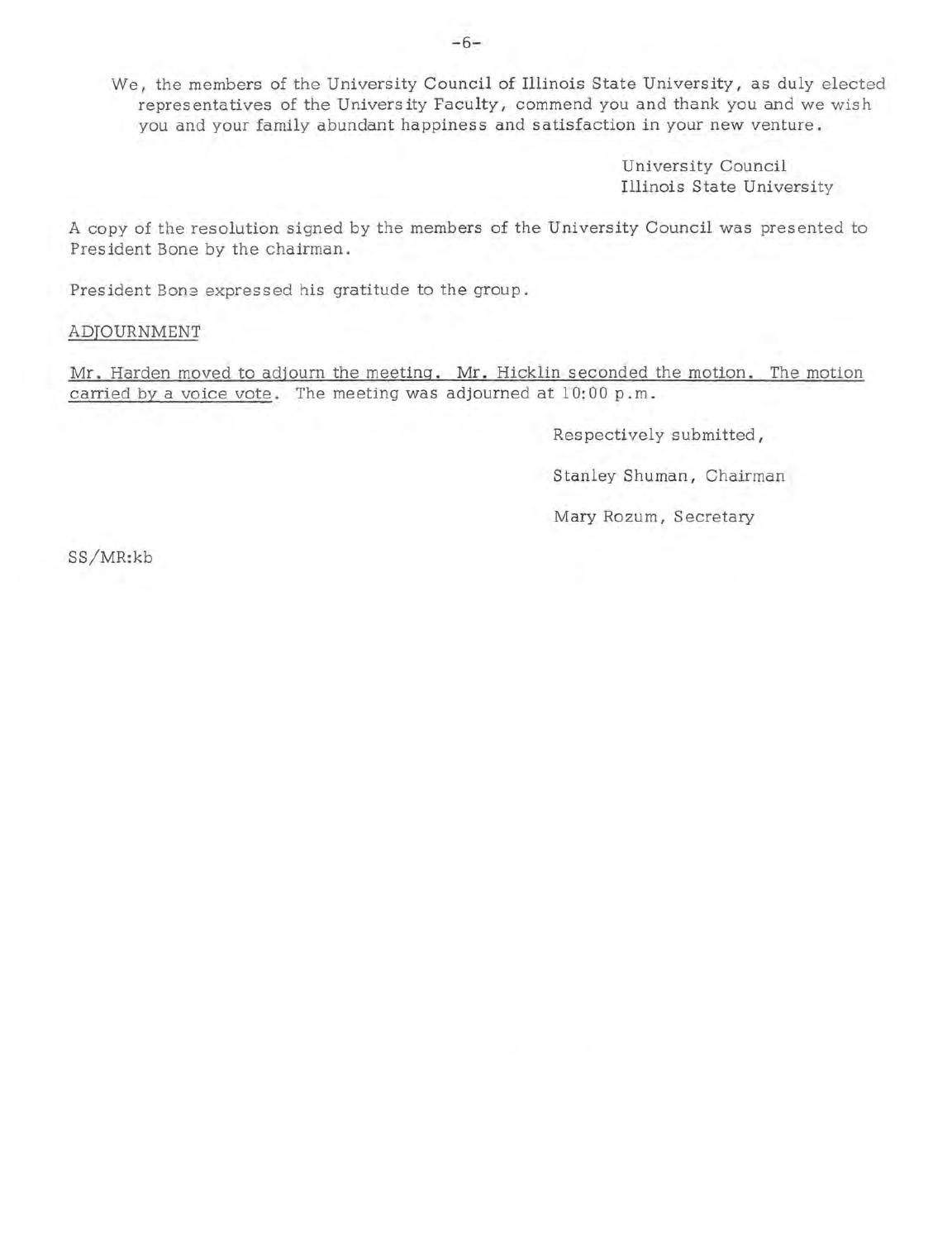We, the members of the University Council of Illinois State University, as duly elected representatives of the University Faculty, commend you and thank you and we wish you and your family abundant happiness and satisfaction in your new venture.

University Council
Illinois State University

A copy of the resolution signed by the members of the University Council was presented to President Bone by the chairman.

President Bone expressed his gratitude to the group.

ADJOURNMENT

Mr. Harden moved to adjourn the meeting. Mr. Hicklin seconded the motion. The motion carried by a voice vote. The meeting was adjourned at 10:00 p.m.

Respectively submitted,

Stanley Shuman, Chairman

Mary Rozum, Secretary

SS/MR:kb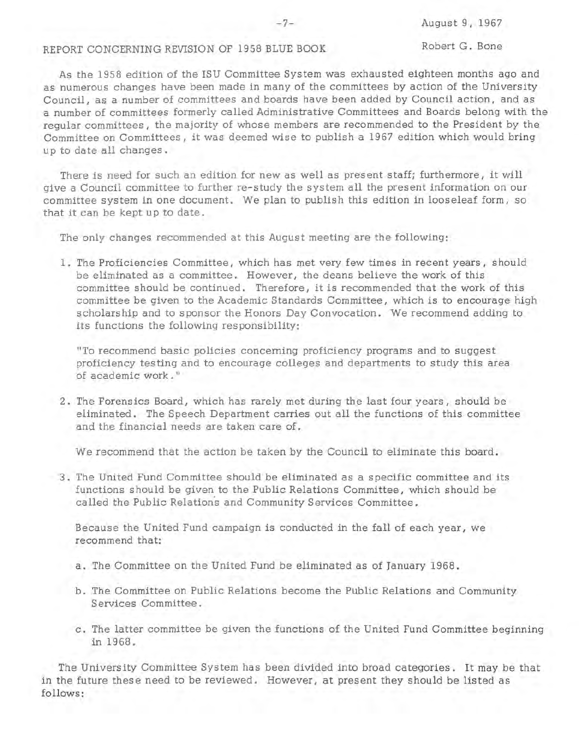August 9, 1967

## REPORT CONCERNING REVISION OF 1958 BLUE BOOK

Robert G. Bone

As the 1958 edition of the ISU Committee System was exhausted eighteen months ago and as numerous changes have been made in many of the committees by action of the University Council, as a number of committees and boards have been added by Council action, and as a number of committees formerly called Administrative Committees and Boards belong with the regular committees, the majority of whose members are recommended to the President by the Committee on Committees, it was deemed wise to publish a 1967 edition which would bring up to date all changes.

There is need for such an edition for new as well as present staff; furthermore, it will give a Council committee to further re-study the system all the present information on our committee system in one document. We plan to publish this edition in looseleaf form, so that it can be kept up to date.

The only changes recommended at this August meeting are the following:

1. The Proficiencies Committee, which has met very few times in recent years, should be eliminated as a committee. However, the deans believe the work of this committee should be continued. Therefore, it is recommended that the work of this committee be given to the Academic Standards Committee, which is to encourage high scholarship and to sponsor the Honors Day Convocation. We recommend adding to its functions the following responsibility:

   "To recommend basic policies concerning proficiency programs and to suggest proficiency testing and to encourage colleges and departments to study this area of academic work."

2. The Forensics Board, which has rarely met during the last four years, should be eliminated. The Speech Department carries out all the functions of this committee and the financial needs are taken care of.

   We recommend that the action be taken by the Council to eliminate this board.

3. The United Fund Committee should be eliminated as a specific committee and its functions should be given to the Public Relations Committee, which should be called the Public Relations and Community Services Committee.

   Because the United Fund campaign is conducted in the fall of each year, we recommend that:

   a. The Committee on the United Fund be eliminated as of January 1968.

   b. The Committee on Public Relations become the Public Relations and Community Services Committee.

   c. The latter committee be given the functions of the United Fund Committee beginning in 1968.

The University Committee System has been divided into broad categories. It may be that in the future these need to be reviewed. However, at present they should be listed as follows: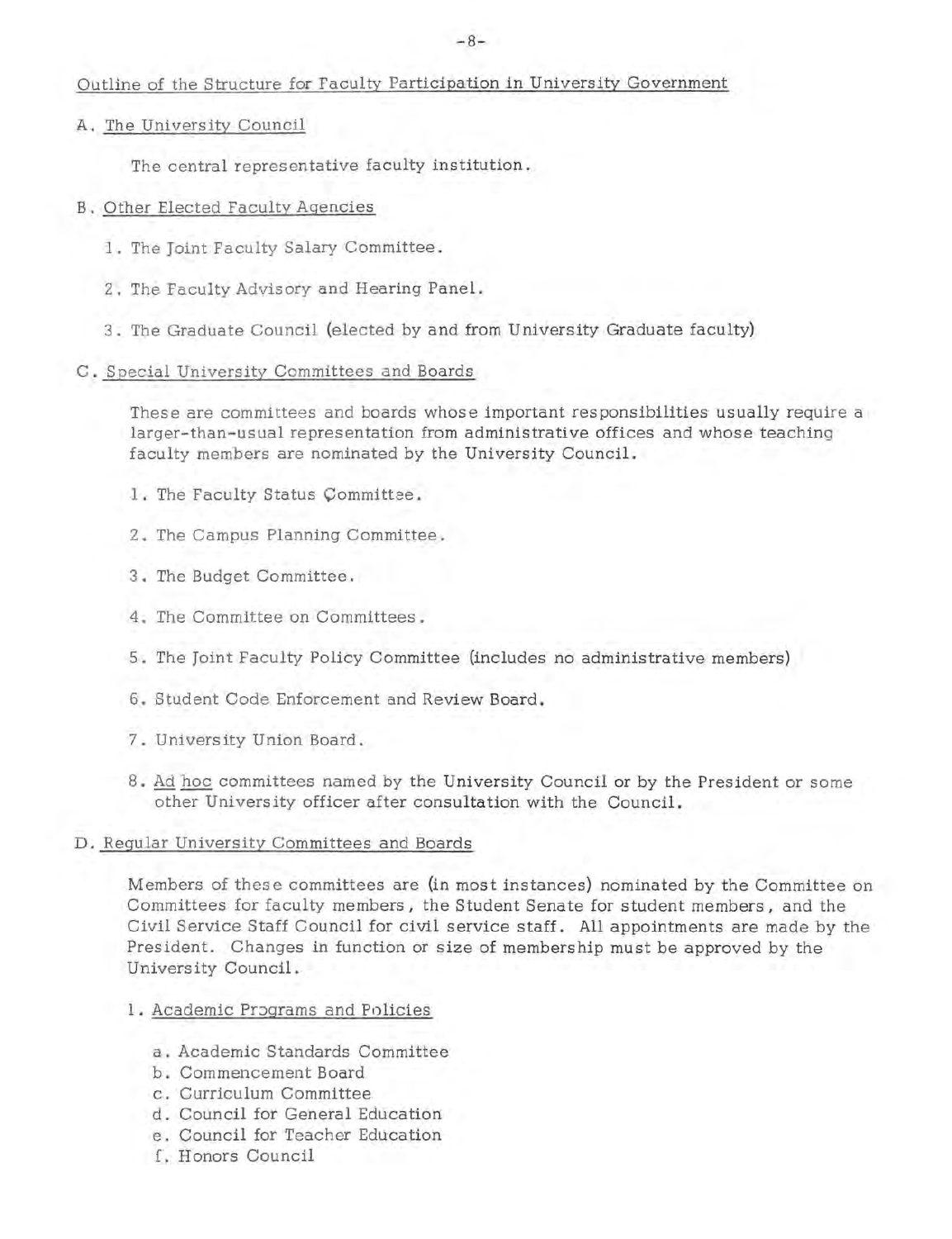Outline of the Structure for Faculty Participation in University Government

A. The University Council

The central representative faculty institution.

B. Other Elected Faculty Agencies

1. The Joint Faculty Salary Committee.

2. The Faculty Advisory and Hearing Panel.

3. The Graduate Council (elected by and from University Graduate faculty)

C. Special University Committees and Boards

These are committees and boards whose important responsibilities usually require a larger-than-usual representation from administrative offices and whose teaching faculty members are nominated by the University Council.

1. The Faculty Status Committee.

2. The Campus Planning Committee.

3. The Budget Committee.

4. The Committee on Committees.

5. The Joint Faculty Policy Committee (includes no administrative members)

6. Student Code Enforcement and Review Board.

7. University Union Board.

8. Ad hoc committees named by the University Council or by the President or some other University officer after consultation with the Council.

D. Regular University Committees and Boards

Members of these committees are (in most instances) nominated by the Committee on Committees for faculty members, the Student Senate for student members, and the Civil Service Staff Council for civil service staff. All appointments are made by the President. Changes in function or size of membership must be approved by the University Council.

1. Academic Programs and Policies

a. Academic Standards Committee
b. Commencement Board
c. Curriculum Committee
d. Council for General Education
e. Council for Teacher Education
f. Honors Council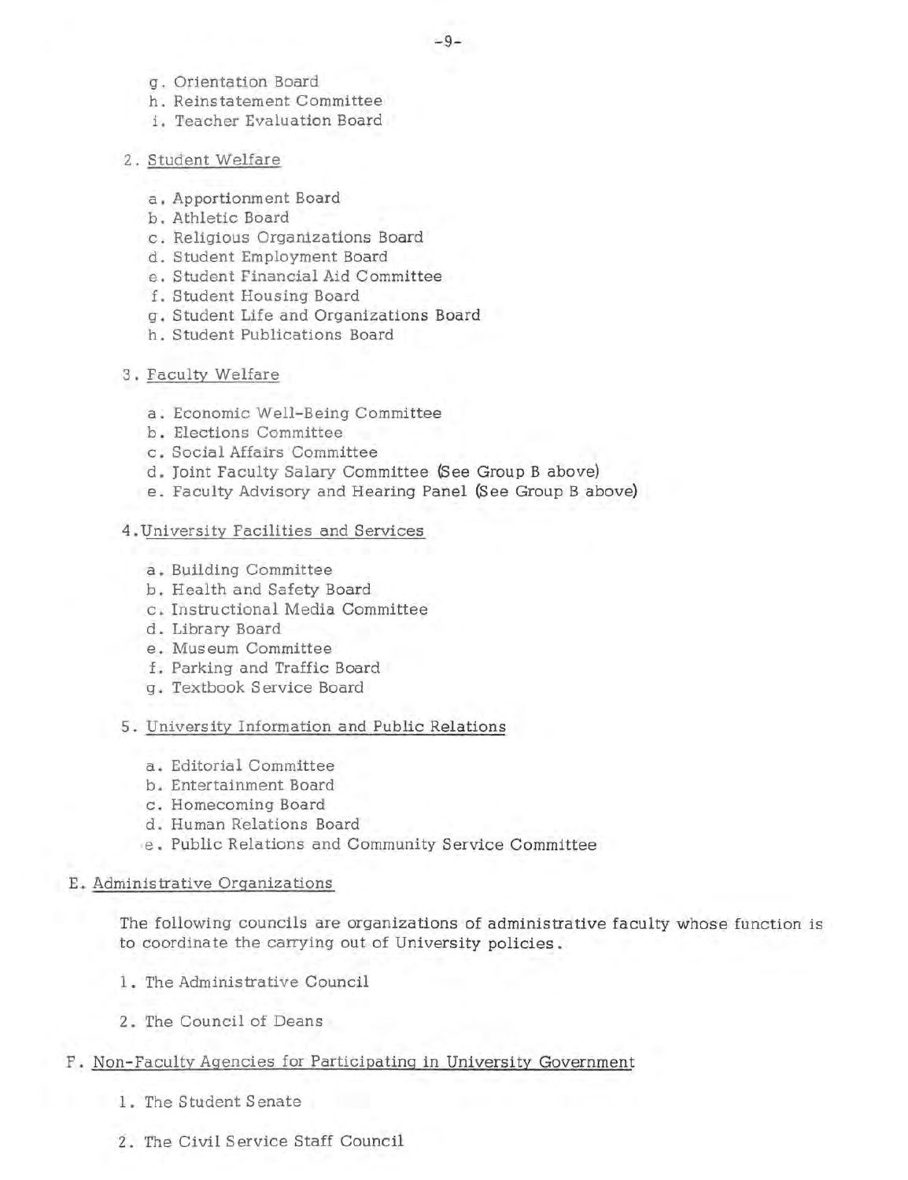g. Orientation Board
h. Reinstatement Committee
i. Teacher Evaluation Board

2. Student Welfare

   a. Apportionment Board
   b. Athletic Board
   c. Religious Organizations Board
   d. Student Employment Board
   e. Student Financial Aid Committee
   f. Student Housing Board
   g. Student Life and Organizations Board
   h. Student Publications Board

3. Faculty Welfare

   a. Economic Well-Being Committee
   b. Elections Committee
   c. Social Affairs Committee
   d. Joint Faculty Salary Committee (See Group B above)
   e. Faculty Advisory and Hearing Panel (See Group B above)

4. University Facilities and Services

   a. Building Committee
   b. Health and Safety Board
   c. Instructional Media Committee
   d. Library Board
   e. Museum Committee
   f. Parking and Traffic Board
   g. Textbook Service Board

5. University Information and Public Relations

   a. Editorial Committee
   b. Entertainment Board
   c. Homecoming Board
   d. Human Relations Board
   e. Public Relations and Community Service Committee

E. Administrative Organizations

The following councils are organizations of administrative faculty whose function is to coordinate the carrying out of University policies.

1. The Administrative Council

2. The Council of Deans

F. Non-Faculty Agencies for Participating in University Government

1. The Student Senate

2. The Civil Service Staff Council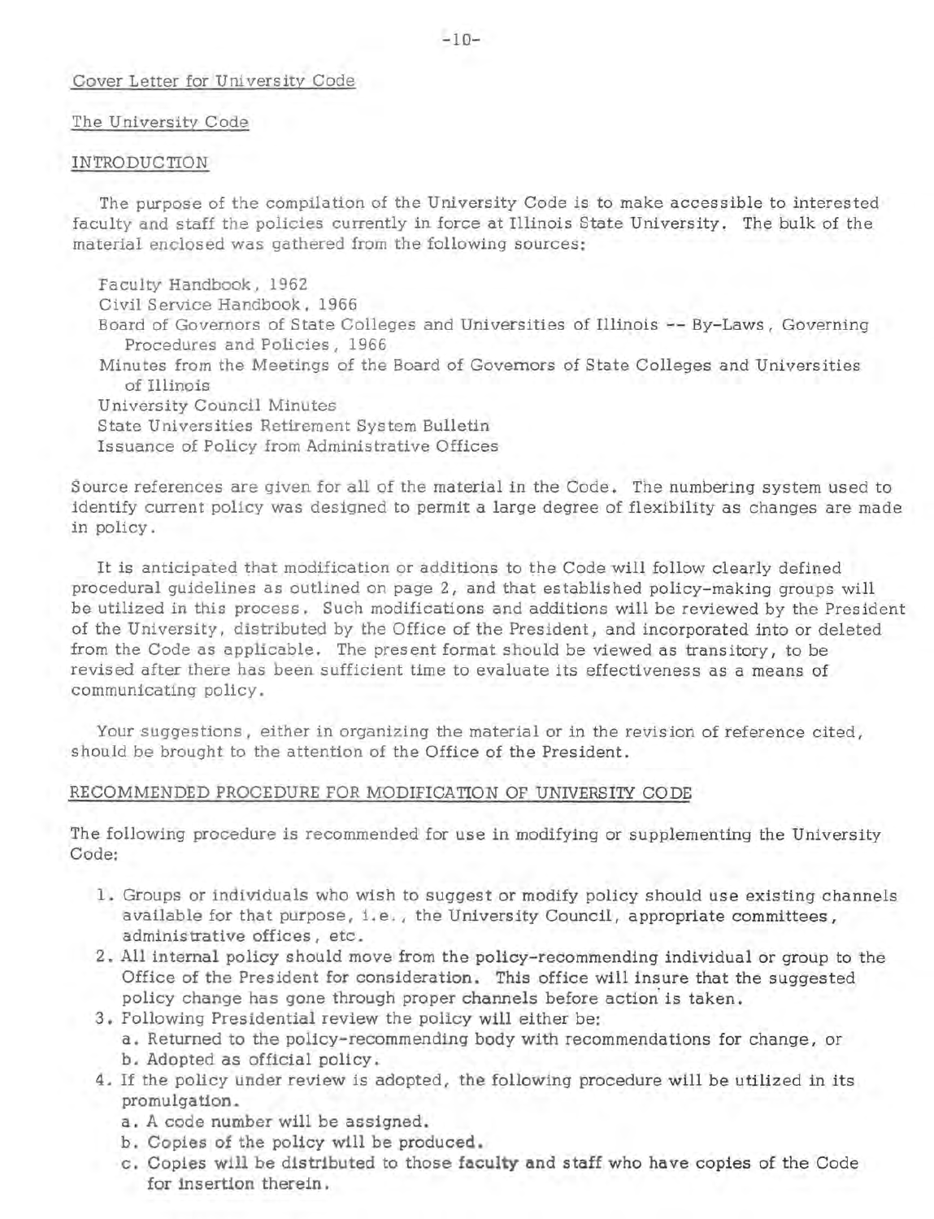Cover Letter for University Code

The University Code

## INTRODUCTION

The purpose of the compilation of the University Code is to make accessible to interested faculty and staff the policies currently in force at Illinois State University. The bulk of the material enclosed was gathered from the following sources:

Faculty Handbook, 1962
Civil Service Handbook, 1966
Board of Governors of State Colleges and Universities of Illinois -- By-Laws, Governing Procedures and Policies, 1966
Minutes from the Meetings of the Board of Governors of State Colleges and Universities of Illinois
University Council Minutes
State Universities Retirement System Bulletin
Issuance of Policy from Administrative Offices

Source references are given for all of the material in the Code. The numbering system used to identify current policy was designed to permit a large degree of flexibility as changes are made in policy.

It is anticipated that modification or additions to the Code will follow clearly defined procedural guidelines as outlined on page 2, and that established policy-making groups will be utilized in this process. Such modifications and additions will be reviewed by the President of the University, distributed by the Office of the President, and incorporated into or deleted from the Code as applicable. The present format should be viewed as transitory, to be revised after there has been sufficient time to evaluate its effectiveness as a means of communicating policy.

Your suggestions, either in organizing the material or in the revision of reference cited, should be brought to the attention of the Office of the President.

## RECOMMENDED PROCEDURE FOR MODIFICATION OF UNIVERSITY CODE

The following procedure is recommended for use in modifying or supplementing the University Code:

1. Groups or individuals who wish to suggest or modify policy should use existing channels available for that purpose, i.e., the University Council, appropriate committees, administrative offices, etc.
2. All internal policy should move from the policy-recommending individual or group to the Office of the President for consideration. This office will insure that the suggested policy change has gone through proper channels before action is taken.
3. Following Presidential review the policy will either be:
   a. Returned to the policy-recommending body with recommendations for change, or
   b. Adopted as official policy.
4. If the policy under review is adopted, the following procedure will be utilized in its promulgation.
   a. A code number will be assigned.
   b. Copies of the policy will be produced.
   c. Copies will be distributed to those faculty and staff who have copies of the Code for insertion therein.